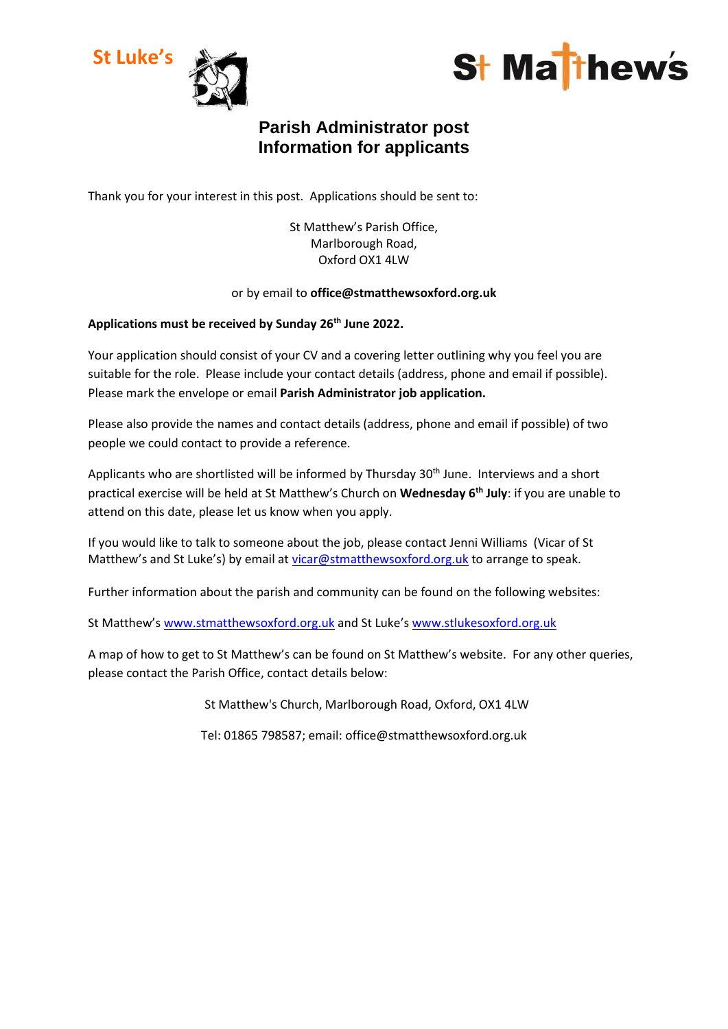St Luke's

St Matthew's

# Parish Administrator post
# Information for applicants

Thank you for your interest in this post. Applications should be sent to:

St Matthew's Parish Office,
Marlborough Road,
Oxford OX1 4LW

or by email to **office@stmatthewsoxford.org.uk**

**Applications must be received by Sunday 26th June 2022.**

Your application should consist of your CV and a covering letter outlining why you feel you are suitable for the role. Please include your contact details (address, phone and email if possible). Please mark the envelope or email **Parish Administrator job application.**

Please also provide the names and contact details (address, phone and email if possible) of two people we could contact to provide a reference.

Applicants who are shortlisted will be informed by Thursday 30th June. Interviews and a short practical exercise will be held at St Matthew's Church on **Wednesday 6th July**: if you are unable to attend on this date, please let us know when you apply.

If you would like to talk to someone about the job, please contact Jenni Williams (Vicar of St Matthew's and St Luke's) by email at vicar@stmatthewsoxford.org.uk to arrange to speak.

Further information about the parish and community can be found on the following websites:

St Matthew's www.stmatthewsoxford.org.uk and St Luke's www.stlukesoxford.org.uk

A map of how to get to St Matthew's can be found on St Matthew's website. For any other queries, please contact the Parish Office, contact details below:

St Matthew's Church, Marlborough Road, Oxford, OX1 4LW

Tel: 01865 798587; email: office@stmatthewsoxford.org.uk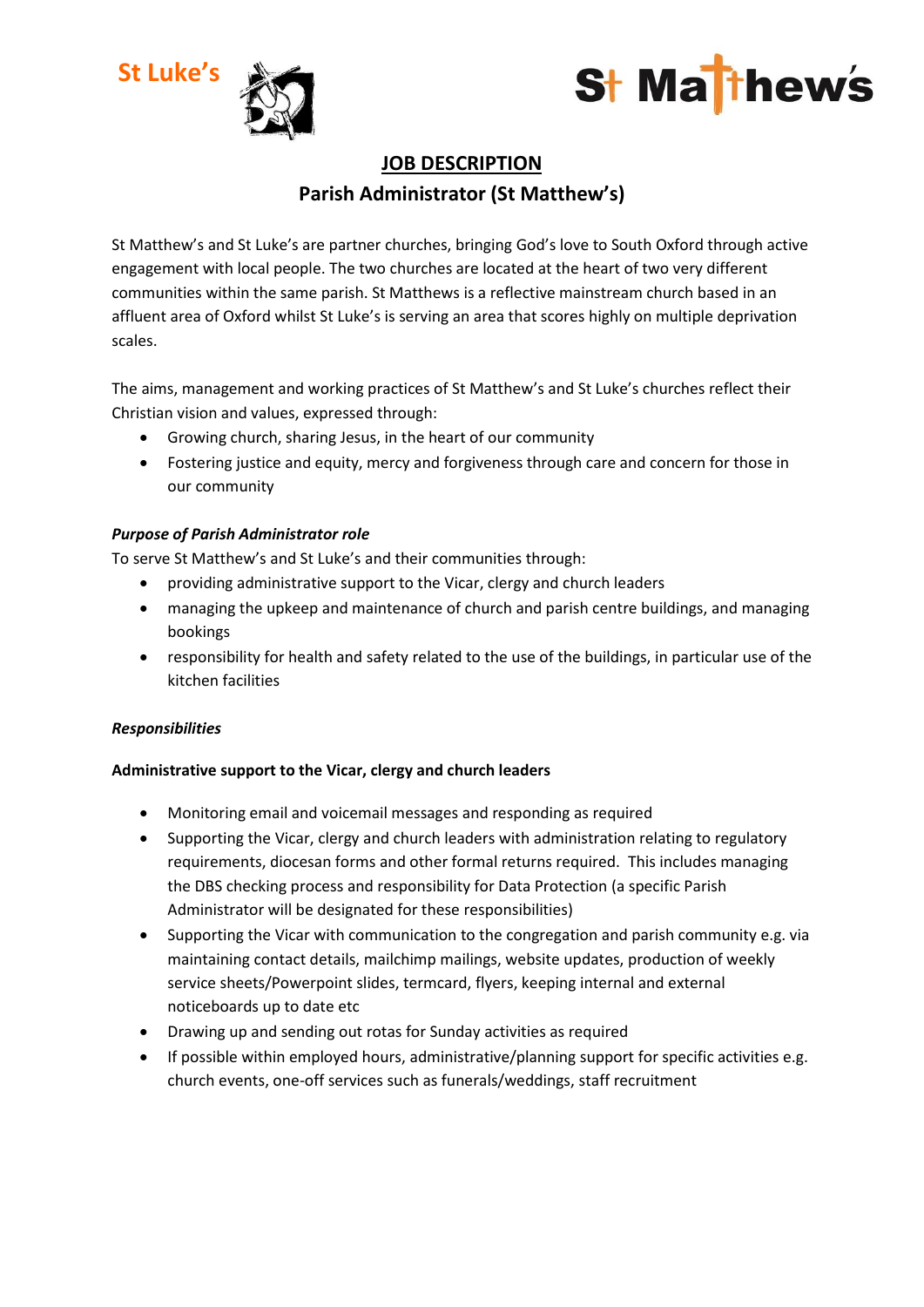St Luke's

St Matthew's

## JOB DESCRIPTION

### Parish Administrator (St Matthew's)

St Matthew's and St Luke's are partner churches, bringing God's love to South Oxford through active engagement with local people. The two churches are located at the heart of two very different communities within the same parish. St Matthews is a reflective mainstream church based in an affluent area of Oxford whilst St Luke's is serving an area that scores highly on multiple deprivation scales.

The aims, management and working practices of St Matthew's and St Luke's churches reflect their Christian vision and values, expressed through:

- Growing church, sharing Jesus, in the heart of our community
- Fostering justice and equity, mercy and forgiveness through care and concern for those in our community

***Purpose of Parish Administrator role***

To serve St Matthew's and St Luke's and their communities through:

- providing administrative support to the Vicar, clergy and church leaders
- managing the upkeep and maintenance of church and parish centre buildings, and managing bookings
- responsibility for health and safety related to the use of the buildings, in particular use of the kitchen facilities

***Responsibilities***

**Administrative support to the Vicar, clergy and church leaders**

- Monitoring email and voicemail messages and responding as required
- Supporting the Vicar, clergy and church leaders with administration relating to regulatory requirements, diocesan forms and other formal returns required. This includes managing the DBS checking process and responsibility for Data Protection (a specific Parish Administrator will be designated for these responsibilities)
- Supporting the Vicar with communication to the congregation and parish community e.g. via maintaining contact details, mailchimp mailings, website updates, production of weekly service sheets/Powerpoint slides, termcard, flyers, keeping internal and external noticeboards up to date etc
- Drawing up and sending out rotas for Sunday activities as required
- If possible within employed hours, administrative/planning support for specific activities e.g. church events, one-off services such as funerals/weddings, staff recruitment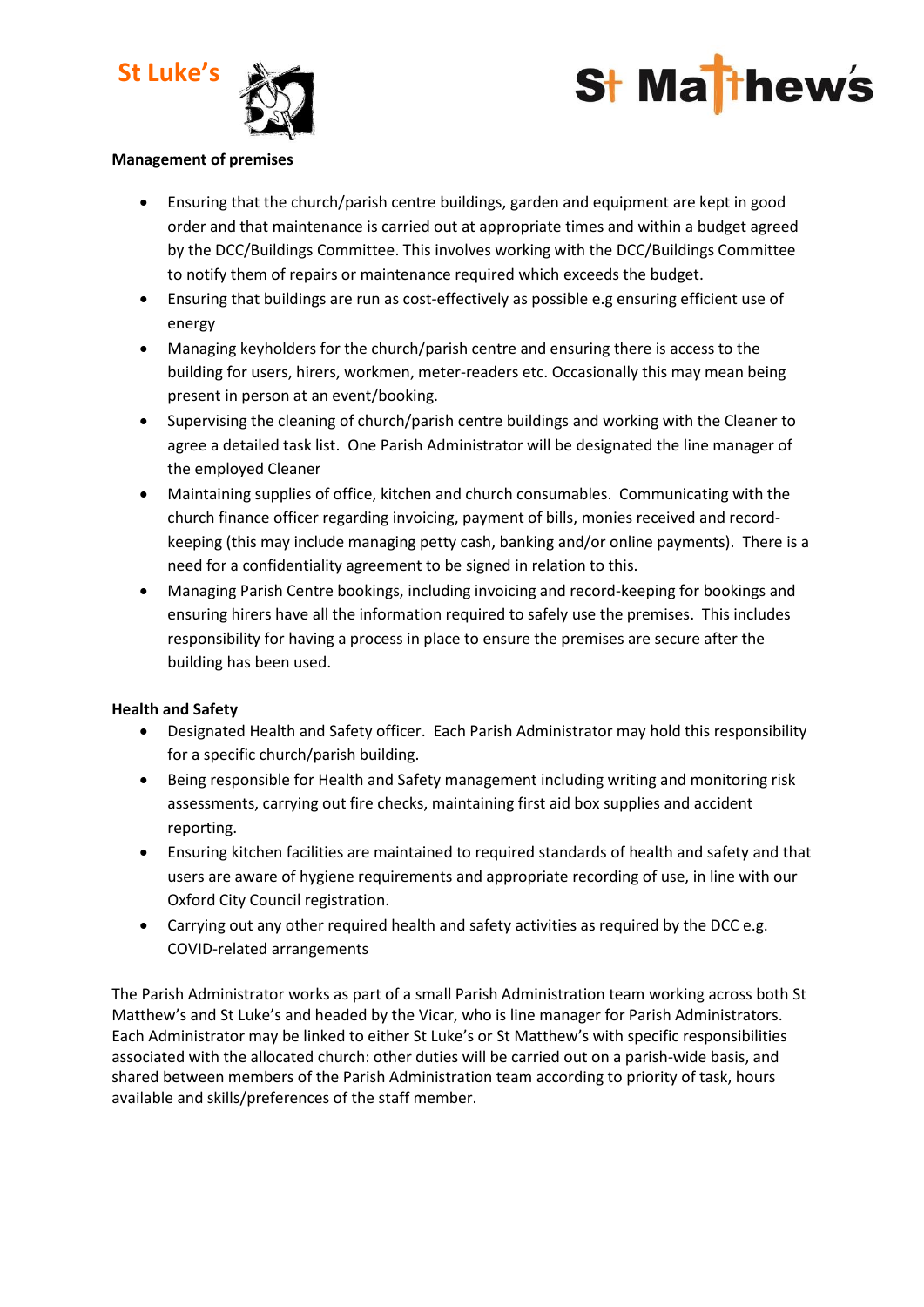**Management of premises**

- Ensuring that the church/parish centre buildings, garden and equipment are kept in good order and that maintenance is carried out at appropriate times and within a budget agreed by the DCC/Buildings Committee. This involves working with the DCC/Buildings Committee to notify them of repairs or maintenance required which exceeds the budget.
- Ensuring that buildings are run as cost-effectively as possible e.g ensuring efficient use of energy
- Managing keyholders for the church/parish centre and ensuring there is access to the building for users, hirers, workmen, meter-readers etc. Occasionally this may mean being present in person at an event/booking.
- Supervising the cleaning of church/parish centre buildings and working with the Cleaner to agree a detailed task list. One Parish Administrator will be designated the line manager of the employed Cleaner
- Maintaining supplies of office, kitchen and church consumables. Communicating with the church finance officer regarding invoicing, payment of bills, monies received and record-keeping (this may include managing petty cash, banking and/or online payments). There is a need for a confidentiality agreement to be signed in relation to this.
- Managing Parish Centre bookings, including invoicing and record-keeping for bookings and ensuring hirers have all the information required to safely use the premises. This includes responsibility for having a process in place to ensure the premises are secure after the building has been used.

**Health and Safety**

- Designated Health and Safety officer. Each Parish Administrator may hold this responsibility for a specific church/parish building.
- Being responsible for Health and Safety management including writing and monitoring risk assessments, carrying out fire checks, maintaining first aid box supplies and accident reporting.
- Ensuring kitchen facilities are maintained to required standards of health and safety and that users are aware of hygiene requirements and appropriate recording of use, in line with our Oxford City Council registration.
- Carrying out any other required health and safety activities as required by the DCC e.g. COVID-related arrangements

The Parish Administrator works as part of a small Parish Administration team working across both St Matthew's and St Luke's and headed by the Vicar, who is line manager for Parish Administrators. Each Administrator may be linked to either St Luke's or St Matthew's with specific responsibilities associated with the allocated church: other duties will be carried out on a parish-wide basis, and shared between members of the Parish Administration team according to priority of task, hours available and skills/preferences of the staff member.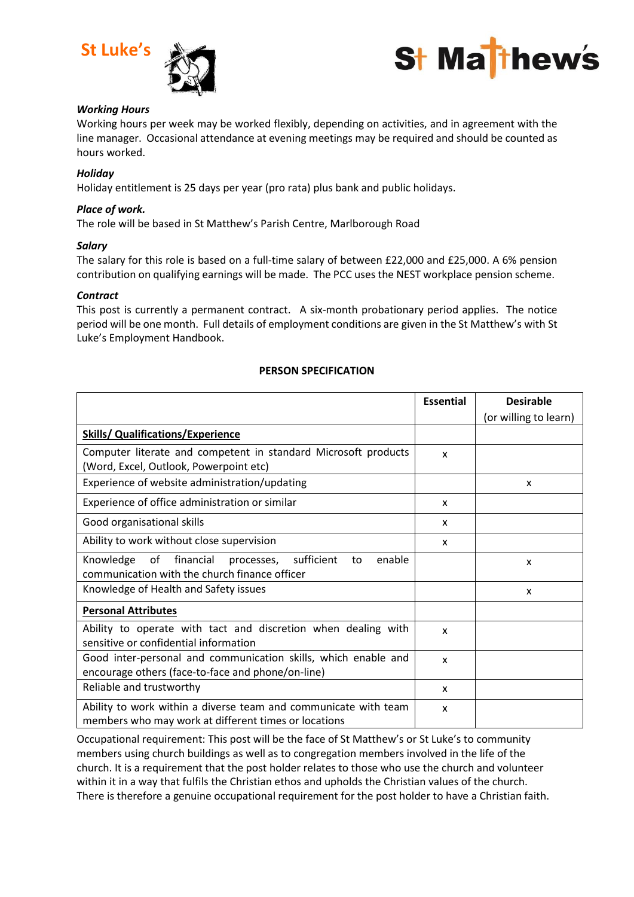St Luke's

St Matthews

***Working Hours***

Working hours per week may be worked flexibly, depending on activities, and in agreement with the line manager. Occasional attendance at evening meetings may be required and should be counted as hours worked.

***Holiday***

Holiday entitlement is 25 days per year (pro rata) plus bank and public holidays.

***Place of work.***

The role will be based in St Matthew's Parish Centre, Marlborough Road

***Salary***

The salary for this role is based on a full-time salary of between £22,000 and £25,000. A 6% pension contribution on qualifying earnings will be made. The PCC uses the NEST workplace pension scheme.

***Contract***

This post is currently a permanent contract. A six-month probationary period applies. The notice period will be one month. Full details of employment conditions are given in the St Matthew's with St Luke's Employment Handbook.

**PERSON SPECIFICATION**

| | **Essential** | **Desirable** (or willing to learn) |
|---|---|---|
| **Skills/ Qualifications/Experience** | | |
| Computer literate and competent in standard Microsoft products (Word, Excel, Outlook, Powerpoint etc) | x | |
| Experience of website administration/updating | | x |
| Experience of office administration or similar | x | |
| Good organisational skills | x | |
| Ability to work without close supervision | x | |
| Knowledge of financial processes, sufficient to enable communication with the church finance officer | | x |
| Knowledge of Health and Safety issues | | x |
| **Personal Attributes** | | |
| Ability to operate with tact and discretion when dealing with sensitive or confidential information | x | |
| Good inter-personal and communication skills, which enable and encourage others (face-to-face and phone/on-line) | x | |
| Reliable and trustworthy | x | |
| Ability to work within a diverse team and communicate with team members who may work at different times or locations | x | |

Occupational requirement: This post will be the face of St Matthew's or St Luke's to community members using church buildings as well as to congregation members involved in the life of the church. It is a requirement that the post holder relates to those who use the church and volunteer within it in a way that fulfils the Christian ethos and upholds the Christian values of the church. There is therefore a genuine occupational requirement for the post holder to have a Christian faith.